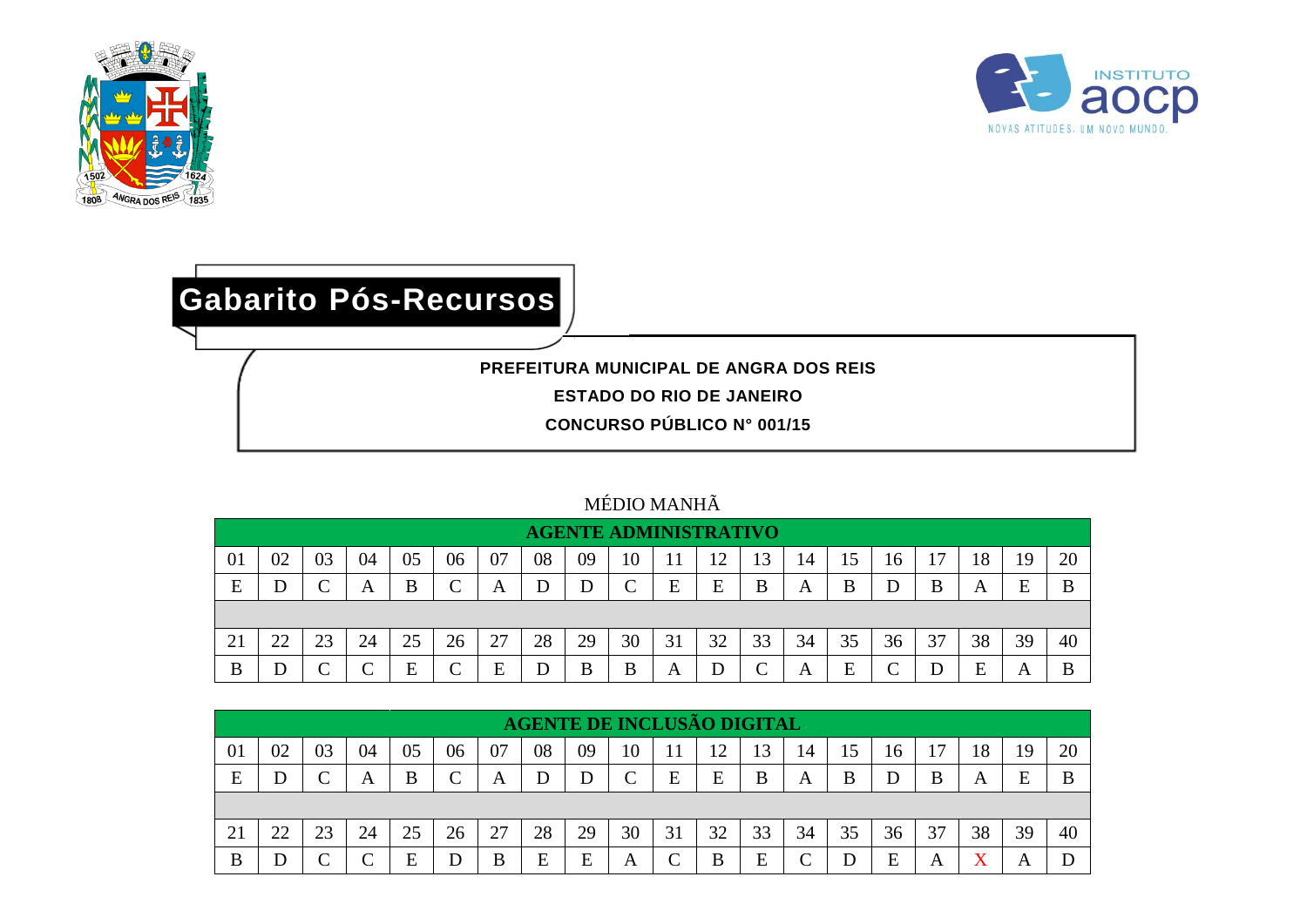# Gabarito Pós-Recursos

**PREFEITURA MUNICIPAL DE ANGRA DOS REIS**

**ESTADO DO RIO DE JANEIRO**

**CONCURSO PÚBLICO N° 001/15**

MÉDIO MANHÃ

| AGENTE ADMINISTRATIVO | | | | | | | | | | | | | | | | | | | |
|---|---|---|---|---|---|---|---|---|---|---|---|---|---|---|---|---|---|---|---|
| 01 | 02 | 03 | 04 | 05 | 06 | 07 | 08 | 09 | 10 | 11 | 12 | 13 | 14 | 15 | 16 | 17 | 18 | 19 | 20 |
| E | D | C | A | B | C | A | D | D | C | E | E | B | A | B | D | B | A | E | B |
| 21 | 22 | 23 | 24 | 25 | 26 | 27 | 28 | 29 | 30 | 31 | 32 | 33 | 34 | 35 | 36 | 37 | 38 | 39 | 40 |
| B | D | C | C | E | C | E | D | B | B | A | D | C | A | E | C | D | E | A | B |

| AGENTE DE INCLUSÃO DIGITAL | | | | | | | | | | | | | | | | | | | |
|---|---|---|---|---|---|---|---|---|---|---|---|---|---|---|---|---|---|---|---|
| 01 | 02 | 03 | 04 | 05 | 06 | 07 | 08 | 09 | 10 | 11 | 12 | 13 | 14 | 15 | 16 | 17 | 18 | 19 | 20 |
| E | D | C | A | B | C | A | D | D | C | E | E | B | A | B | D | B | A | E | B |
| 21 | 22 | 23 | 24 | 25 | 26 | 27 | 28 | 29 | 30 | 31 | 32 | 33 | 34 | 35 | 36 | 37 | 38 | 39 | 40 |
| B | D | C | C | E | D | B | E | E | A | C | B | E | C | D | E | A | X | A | D |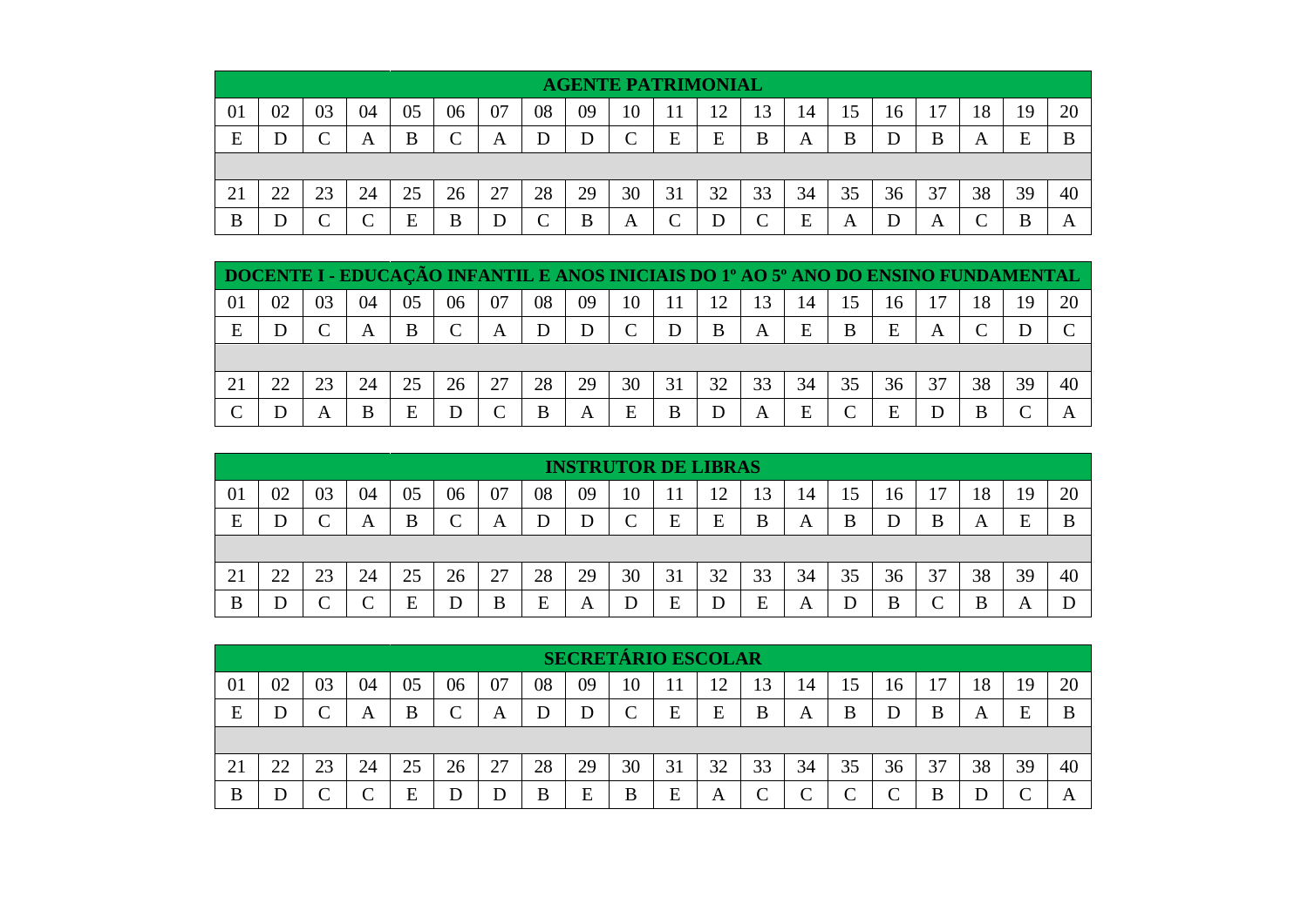| AGENTE PATRIMONIAL | | | | | | | | | | | | | | | | | | | |
|---|---|---|---|---|---|---|---|---|---|---|---|---|---|---|---|---|---|---|---|
| 01 | 02 | 03 | 04 | 05 | 06 | 07 | 08 | 09 | 10 | 11 | 12 | 13 | 14 | 15 | 16 | 17 | 18 | 19 | 20 |
| E | D | C | A | B | C | A | D | D | C | E | E | B | A | B | D | B | A | E | B |
| | | | | | | | | | | | | | | | | | | | |
| 21 | 22 | 23 | 24 | 25 | 26 | 27 | 28 | 29 | 30 | 31 | 32 | 33 | 34 | 35 | 36 | 37 | 38 | 39 | 40 |
| B | D | C | C | E | B | D | C | B | A | C | D | C | E | A | D | A | C | B | A |

| DOCENTE I - EDUCAÇÃO INFANTIL E ANOS INICIAIS DO 1º AO 5º ANO DO ENSINO FUNDAMENTAL | | | | | | | | | | | | | | | | | | | |
|---|---|---|---|---|---|---|---|---|---|---|---|---|---|---|---|---|---|---|---|
| 01 | 02 | 03 | 04 | 05 | 06 | 07 | 08 | 09 | 10 | 11 | 12 | 13 | 14 | 15 | 16 | 17 | 18 | 19 | 20 |
| E | D | C | A | B | C | A | D | D | C | D | B | A | E | B | E | A | C | D | C |
| | | | | | | | | | | | | | | | | | | | |
| 21 | 22 | 23 | 24 | 25 | 26 | 27 | 28 | 29 | 30 | 31 | 32 | 33 | 34 | 35 | 36 | 37 | 38 | 39 | 40 |
| C | D | A | B | E | D | C | B | A | E | B | D | A | E | C | E | D | B | C | A |

| INSTRUTOR DE LIBRAS | | | | | | | | | | | | | | | | | | | |
|---|---|---|---|---|---|---|---|---|---|---|---|---|---|---|---|---|---|---|---|
| 01 | 02 | 03 | 04 | 05 | 06 | 07 | 08 | 09 | 10 | 11 | 12 | 13 | 14 | 15 | 16 | 17 | 18 | 19 | 20 |
| E | D | C | A | B | C | A | D | D | C | E | E | B | A | B | D | B | A | E | B |
| | | | | | | | | | | | | | | | | | | | |
| 21 | 22 | 23 | 24 | 25 | 26 | 27 | 28 | 29 | 30 | 31 | 32 | 33 | 34 | 35 | 36 | 37 | 38 | 39 | 40 |
| B | D | C | C | E | D | B | E | A | D | E | D | E | A | D | B | C | B | A | D |

| SECRETÁRIO ESCOLAR | | | | | | | | | | | | | | | | | | | |
|---|---|---|---|---|---|---|---|---|---|---|---|---|---|---|---|---|---|---|---|
| 01 | 02 | 03 | 04 | 05 | 06 | 07 | 08 | 09 | 10 | 11 | 12 | 13 | 14 | 15 | 16 | 17 | 18 | 19 | 20 |
| E | D | C | A | B | C | A | D | D | C | E | E | B | A | B | D | B | A | E | B |
| | | | | | | | | | | | | | | | | | | | |
| 21 | 22 | 23 | 24 | 25 | 26 | 27 | 28 | 29 | 30 | 31 | 32 | 33 | 34 | 35 | 36 | 37 | 38 | 39 | 40 |
| B | D | C | C | E | D | D | B | E | B | E | A | C | C | C | C | B | D | C | A |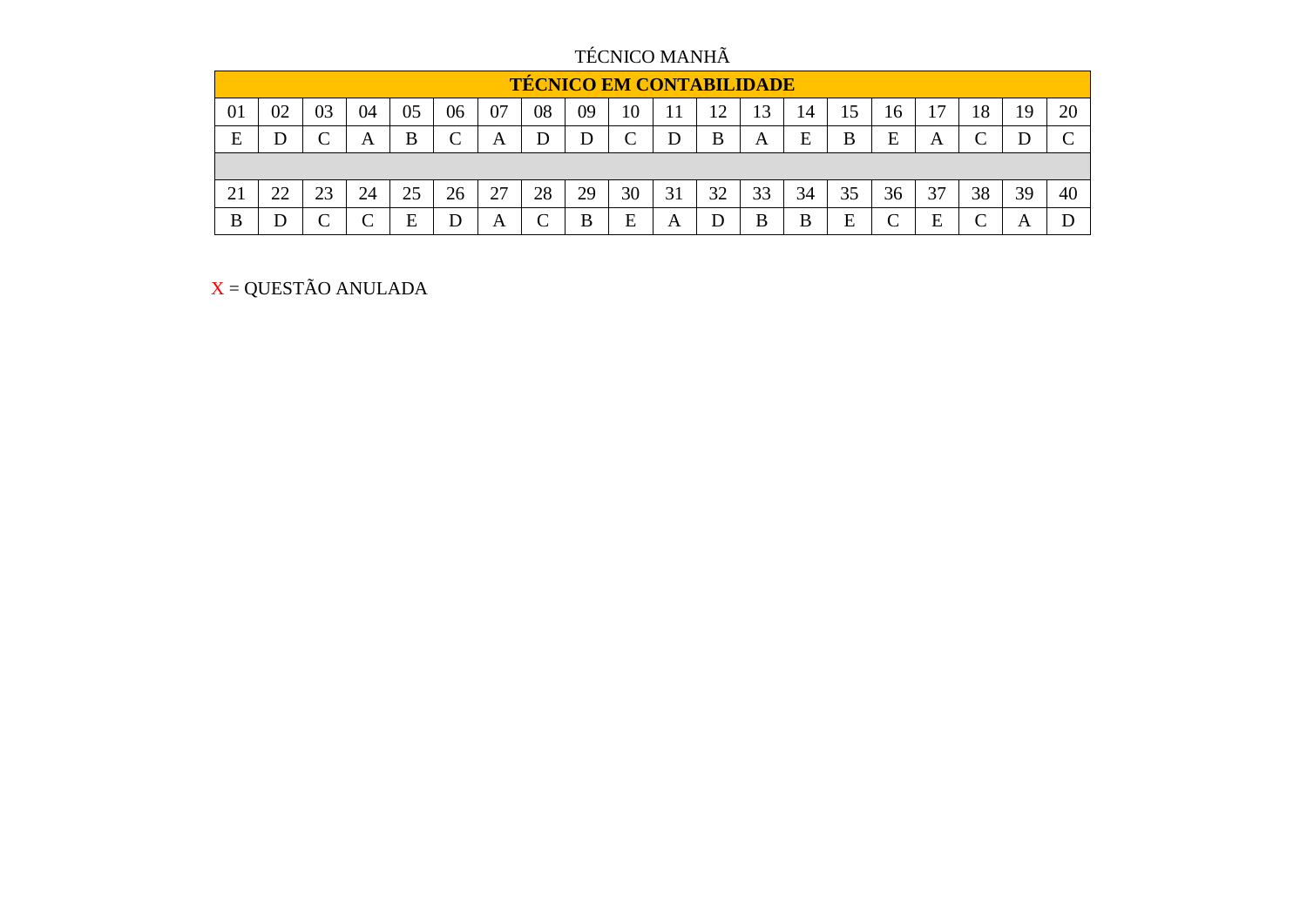TÉCNICO MANHÃ

| TÉCNICO EM CONTABILIDADE | | | | | | | | | | | | | | | | | | | |
|---|---|---|---|---|---|---|---|---|---|---|---|---|---|---|---|---|---|---|---|
| 01 | 02 | 03 | 04 | 05 | 06 | 07 | 08 | 09 | 10 | 11 | 12 | 13 | 14 | 15 | 16 | 17 | 18 | 19 | 20 |
| E | D | C | A | B | C | A | D | D | C | D | B | A | E | B | E | A | C | D | C |
| | | | | | | | | | | | | | | | | | | | |
| 21 | 22 | 23 | 24 | 25 | 26 | 27 | 28 | 29 | 30 | 31 | 32 | 33 | 34 | 35 | 36 | 37 | 38 | 39 | 40 |
| B | D | C | C | E | D | A | C | B | E | A | D | B | B | E | C | E | C | A | D |

X = QUESTÃO ANULADA